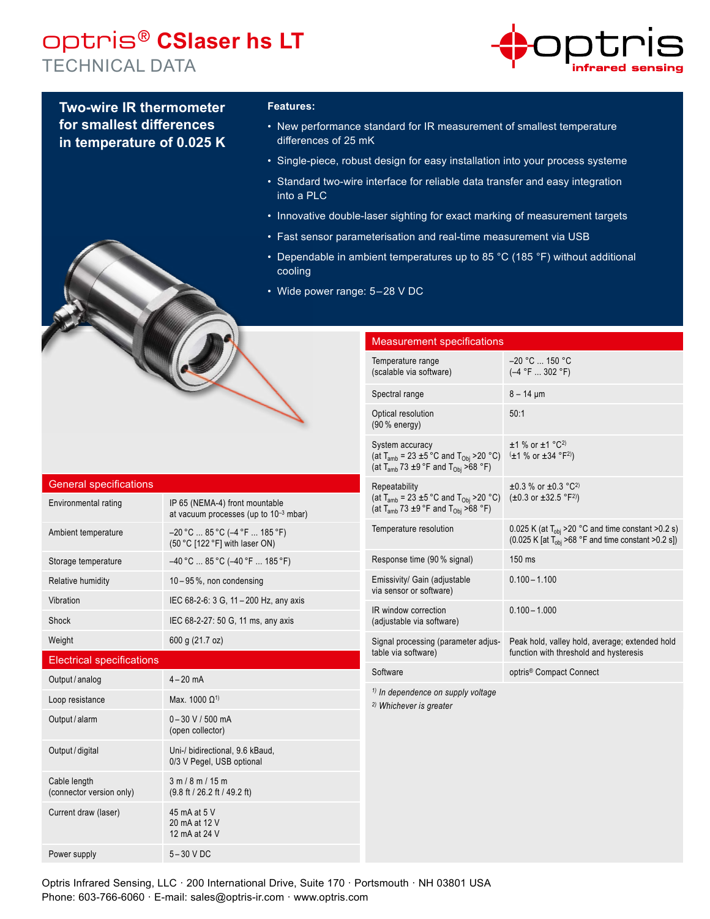# optris® CSlaser hs LT

TECHNICAL DATA

**Two-wire IR thermometer for smallest differences in temperature of 0.025 K**

**Features:**

- New performance standard for IR measurement of smallest temperature differences of 25 mK
- Single-piece, robust design for easy installation into your process systeme
- Standard two-wire interface for reliable data transfer and easy integration into a PLC
- Innovative double-laser sighting for exact marking of measurement targets
- Fast sensor parameterisation and real-time measurement via USB
- Dependable in ambient temperatures up to 85 °C (185 °F) without additional cooling
- Wide power range: 5 – 28 V DC

## General specifications

| | |
|---|---|
| Environmental rating | IP 65 (NEMA-4) front mountable at vacuum processes (up to $10^{-3}$ mbar) |
| Ambient temperature | –20 °C ... 85 °C (–4 °F ... 185 °F) (50 °C [122 °F] with laser ON) |
| Storage temperature | –40 °C ... 85 °C (–40 °F ... 185 °F) |
| Relative humidity | 10 – 95 %, non condensing |
| Vibration | IEC 68-2-6: 3 G, 11 – 200 Hz, any axis |
| Shock | IEC 68-2-27: 50 G, 11 ms, any axis |
| Weight | 600 g (21.7 oz) |

## Electrical specifications

| | |
|---|---|
| Output / analog | 4 – 20 mA |
| Loop resistance | Max. 1000 Ω[1] |
| Output / alarm | 0 – 30 V / 500 mA (open collector) |
| Output / digital | Uni-/ bidirectional, 9.6 kBaud, 0/3 V Pegel, USB optional |
| Cable length (connector version only) | 3 m / 8 m / 15 m (9.8 ft / 26.2 ft / 49.2 ft) |
| Current draw (laser) | 45 mA at 5 V<br>20 mA at 12 V<br>12 mA at 24 V |
| Power supply | 5 – 30 V DC |

## Measurement specifications

| | |
|---|---|
| Temperature range (scalable via software) | –20 °C ... 150 °C (–4 °F ... 302 °F) |
| Spectral range | 8 – 14 µm |
| Optical resolution (90 % energy) | 50:1 |
| System accuracy (at $T_{amb}$ = 23 ±5 °C and $T_{Obj}$ >20 °C) (at $T_{amb}$ 73 ±9 °F and $T_{Obj}$ >68 °F) | ±1 % or ±1 °C[2] (±1 % or ±34 °F[2]) |
| Repeatability (at $T_{amb}$ = 23 ±5 °C and $T_{Obj}$ >20 °C) (at $T_{amb}$ 73 ±9 °F and $T_{Obj}$ >68 °F) | ±0.3 % or ±0.3 °C[2] (±0.3 or ±32.5 °F[2]) |
| Temperature resolution | 0.025 K (at $T_{obj}$ >20 °C and time constant >0.2 s) (0.025 K [at $T_{obj}$ >68 °F and time constant >0.2 s]) |
| Response time (90 % signal) | 150 ms |
| Emissivity/ Gain (adjustable via sensor or software) | 0.100 – 1.100 |
| IR window correction (adjustable via software) | 0.100 – 1.000 |
| Signal processing (parameter adjustable via software) | Peak hold, valley hold, average; extended hold function with threshold and hysteresis |
| Software | optris® Compact Connect |

*[1] In dependence on supply voltage*

*[2] Whichever is greater*

Optris Infrared Sensing, LLC · 200 International Drive, Suite 170 · Portsmouth · NH 03801 USA
Phone: 603-766-6060 · E-mail: sales@optris-ir.com · www.optris.com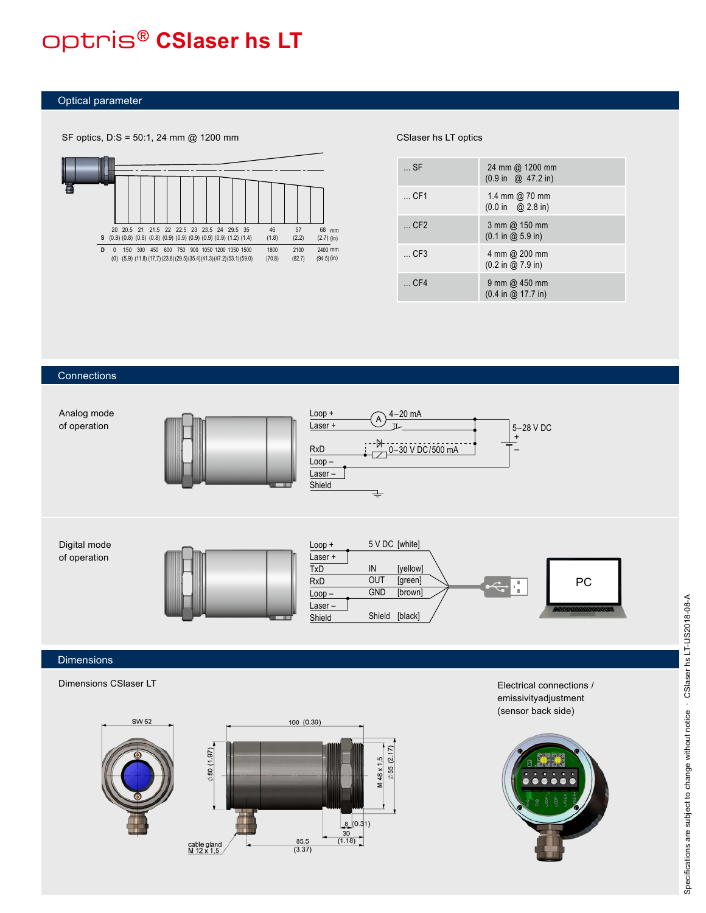# optris® CSlaser hs LT

## Optical parameter

SF optics, D:S = 50:1, 24 mm @ 1200 mm

S 20 20.5 21 21.5 22 22.5 23 23.5 24 29.5 35 46 57 68 mm
(0.8) (0.8) (0.8) (0.8) (0.9) (0.9) (0.9) (0.9) (0.9) (1.2) (1.4) (1.8) (2.2) (2.7) (in)

D 0 150 300 450 600 750 900 1050 1200 1350 1500 1800 2100 2400 mm
(0) (5.9) (11.8) (17.7) (23.6) (29.5) (35.4) (41.3) (47.2) (53.1) (59.0) (70.8) (82.7) (94.5) (in)

CSlaser hs LT optics

| | |
|---|---|
| ... SF | 24 mm @ 1200 mm (0.9 in @ 47.2 in) |
| ... CF1 | 1.4 mm @ 70 mm (0.0 in @ 2.8 in) |
| ... CF2 | 3 mm @ 150 mm (0.1 in @ 5.9 in) |
| ... CF3 | 4 mm @ 200 mm (0.2 in @ 7.9 in) |
| ... CF4 | 9 mm @ 450 mm (0.4 in @ 17.7 in) |

## Connections

Analog mode of operation

Loop +
Laser +
RxD
Loop –
Laser –
Shield
A
4–20 mA
0–30 V DC/500 mA
5–28 V DC
+
–

Digital mode of operation

Loop + 5 V DC [white]
Laser +
TxD IN [yellow]
RxD OUT [green]
Loop – GND [brown]
Laser –
Shield Shield [black]
PC

## Dimensions

Dimensions CSlaser LT

SW 52
100 (0.39)
⌀50 (1.97)
M 48 x 1.5
⌀55 (2.17)
8 (0.31)
30 (1.18)
85,5 (3.37)
cable gland M 12 x 1.5

Electrical connections / emissivityadjustment (sensor back side)

Specifications are subject to change without notice · CSlaser hs LT-US2018-08-A